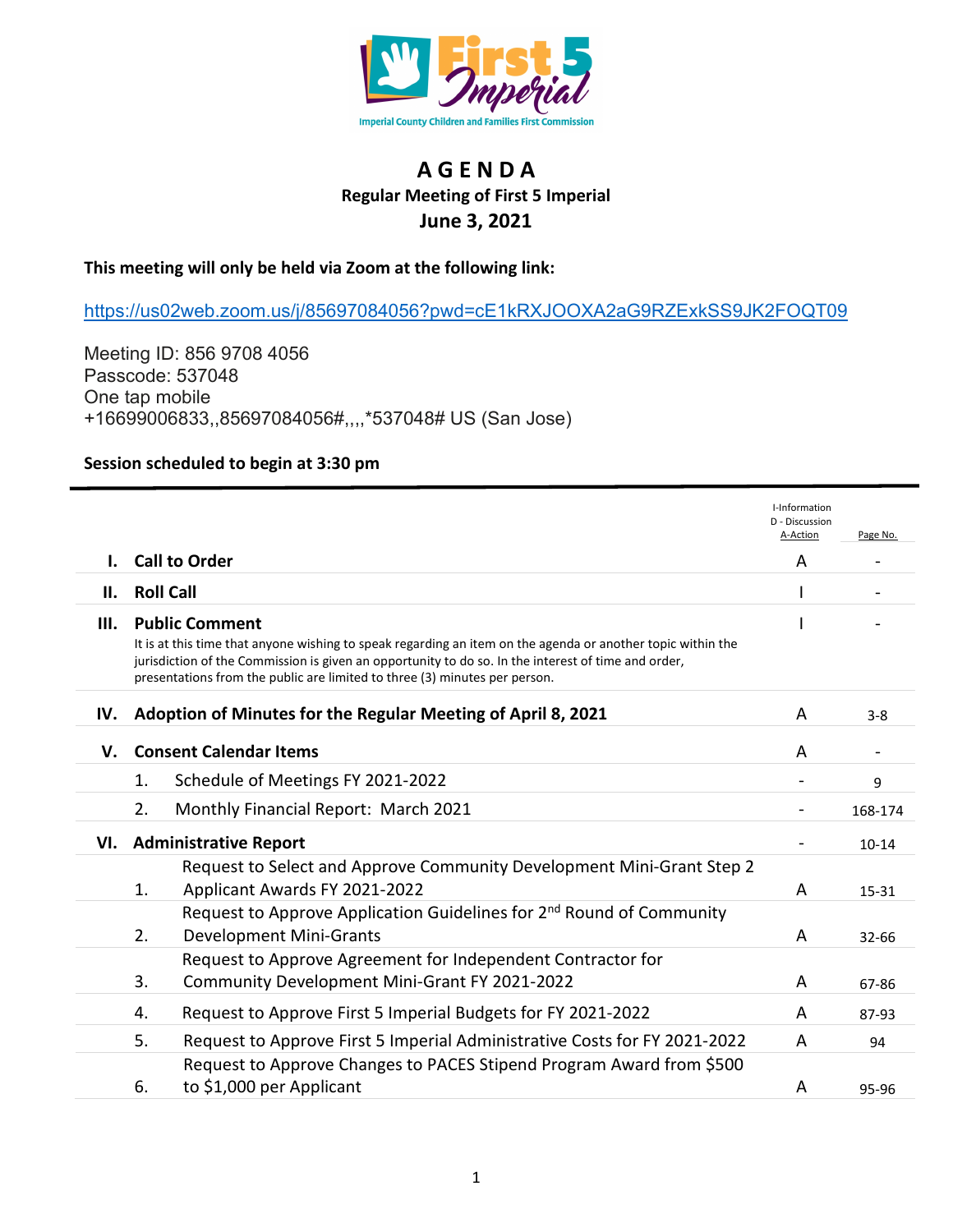Imperial County Children and Families First Commission

# A G E N D A

## Regular Meeting of First 5 Imperial

## June 3, 2021

**This meeting will only be held via Zoom at the following link:**

https://us02web.zoom.us/j/85697084056?pwd=cE1kRXJOOXA2aG9RZExkSS9JK2FOQT09

Meeting ID: 856 9708 4056
Passcode: 537048
One tap mobile
+16699006833,,85697084056#,,,,*537048# US (San Jose)

**Session scheduled to begin at 3:30 pm**

| | | I-Information D - Discussion A-Action | Page No. |
|---|---|---|---|
| **I.** | **Call to Order** | A | - |
| **II.** | **Roll Call** | I | - |
| **III.** | **Public Comment** It is at this time that anyone wishing to speak regarding an item on the agenda or another topic within the jurisdiction of the Commission is given an opportunity to do so. In the interest of time and order, presentations from the public are limited to three (3) minutes per person. | I | - |
| **IV.** | **Adoption of Minutes for the Regular Meeting of April 8, 2021** | A | 3-8 |
| **V.** | **Consent Calendar Items** | A | - |
| | 1. Schedule of Meetings FY 2021-2022 | - | 9 |
| | 2. Monthly Financial Report: March 2021 | - | 168-174 |
| **VI.** | **Administrative Report** | - | 10-14 |
| | 1. Request to Select and Approve Community Development Mini-Grant Step 2 Applicant Awards FY 2021-2022 | A | 15-31 |
| | 2. Request to Approve Application Guidelines for 2nd Round of Community Development Mini-Grants | A | 32-66 |
| | 3. Request to Approve Agreement for Independent Contractor for Community Development Mini-Grant FY 2021-2022 | A | 67-86 |
| | 4. Request to Approve First 5 Imperial Budgets for FY 2021-2022 | A | 87-93 |
| | 5. Request to Approve First 5 Imperial Administrative Costs for FY 2021-2022 | A | 94 |
| | 6. Request to Approve Changes to PACES Stipend Program Award from $500 to $1,000 per Applicant | A | 95-96 |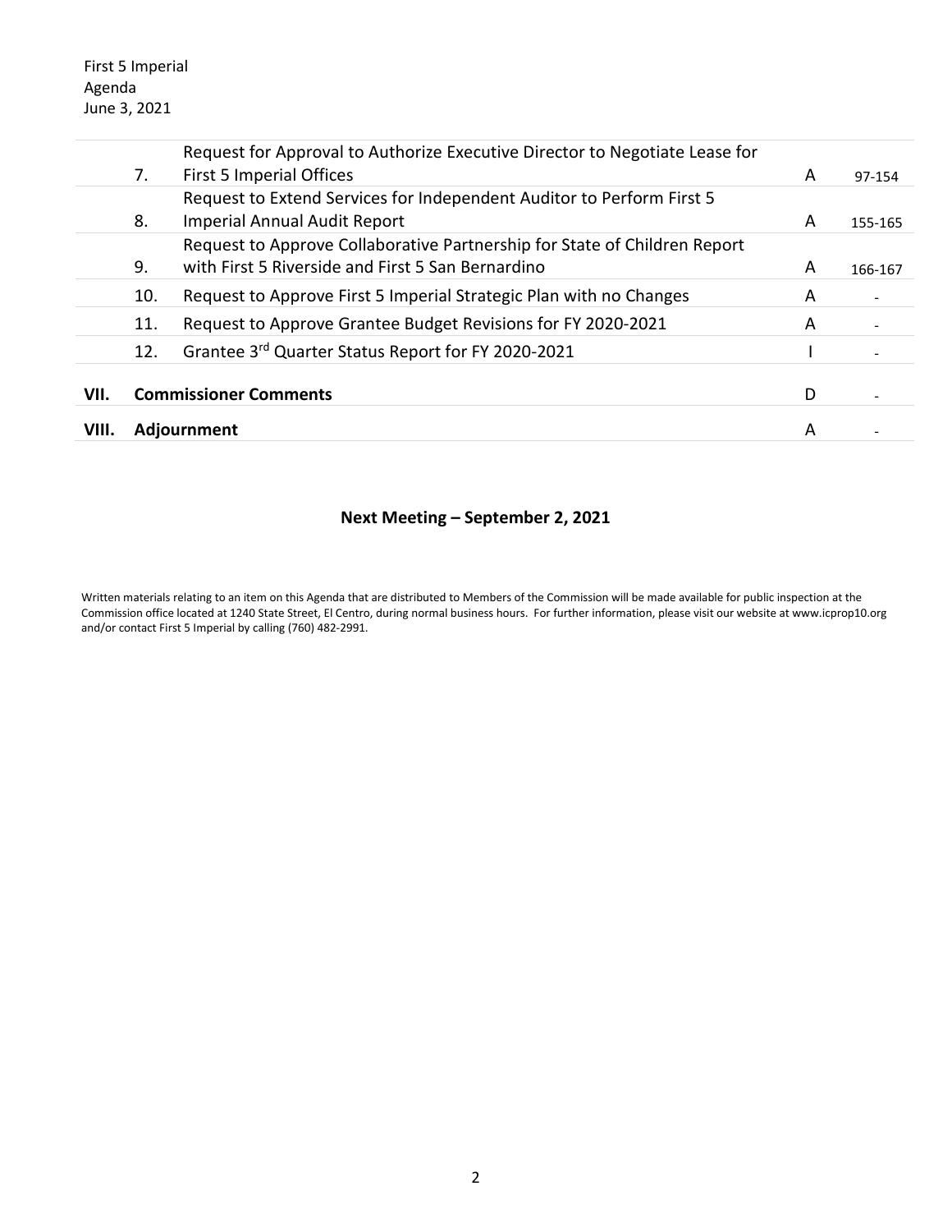| | | | | |
|---|---|---|---|---|
| | 7. | Request for Approval to Authorize Executive Director to Negotiate Lease for First 5 Imperial Offices | A | 97-154 |
| | 8. | Request to Extend Services for Independent Auditor to Perform First 5 Imperial Annual Audit Report | A | 155-165 |
| | 9. | Request to Approve Collaborative Partnership for State of Children Report with First 5 Riverside and First 5 San Bernardino | A | 166-167 |
| | 10. | Request to Approve First 5 Imperial Strategic Plan with no Changes | A | - |
| | 11. | Request to Approve Grantee Budget Revisions for FY 2020-2021 | A | - |
| | 12. | Grantee 3rd Quarter Status Report for FY 2020-2021 | I | - |
| **VII.** | **Commissioner Comments** | | D | - |
| **VIII.** | **Adjournment** | | A | - |

**Next Meeting – September 2, 2021**

Written materials relating to an item on this Agenda that are distributed to Members of the Commission will be made available for public inspection at the Commission office located at 1240 State Street, El Centro, during normal business hours. For further information, please visit our website at www.icprop10.org and/or contact First 5 Imperial by calling (760) 482-2991.